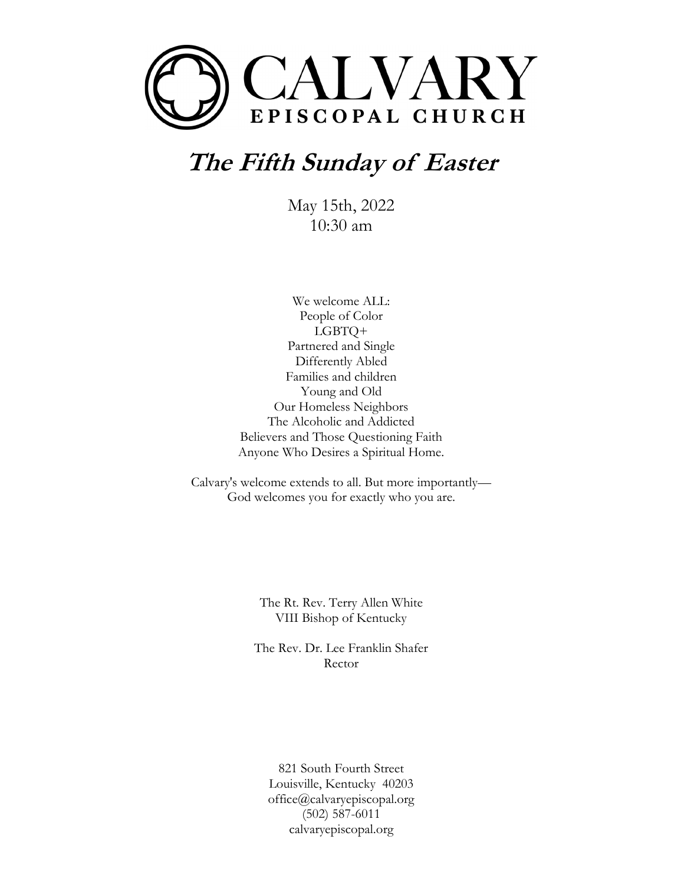# CALVARY
EPISCOPAL CHURCH

# ***The Fifth Sunday of Easter***

May 15th, 2022
10:30 am

We welcome ALL:
People of Color
LGBTQ+
Partnered and Single
Differently Abled
Families and children
Young and Old
Our Homeless Neighbors
The Alcoholic and Addicted
Believers and Those Questioning Faith
Anyone Who Desires a Spiritual Home.

Calvary's welcome extends to all. But more importantly—
God welcomes you for exactly who you are.

The Rt. Rev. Terry Allen White
VIII Bishop of Kentucky

The Rev. Dr. Lee Franklin Shafer
Rector

821 South Fourth Street
Louisville, Kentucky 40203
office@calvaryepiscopal.org
(502) 587-6011
calvaryepiscopal.org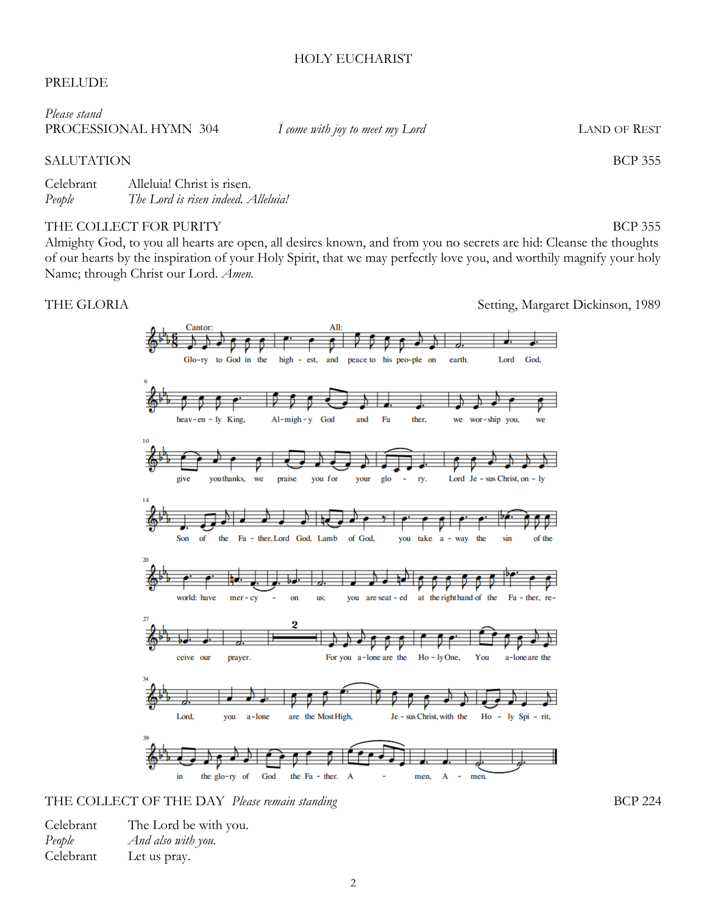# HOLY EUCHARIST

PRELUDE

*Please stand*

PROCESSIONAL HYMN 304 — *I come with joy to meet my Lord* — LAND OF REST

SALUTATION — BCP 355

Celebrant — Alleluia! Christ is risen.
*People* — *The Lord is risen indeed. Alleluia!*

THE COLLECT FOR PURITY — BCP 355

Almighty God, to you all hearts are open, all desires known, and from you no secrets are hid: Cleanse the thoughts of our hearts by the inspiration of your Holy Spirit, that we may perfectly love you, and worthily magnify your holy Name; through Christ our Lord. *Amen.*

THE GLORIA — Setting, Margaret Dickinson, 1989

Cantor: Glory to God in the highest, All: and peace to his people on earth. Lord God, heavenly King, Almighty God and Father, we worship you, we give you thanks, we praise you for your glory. Lord Jesus Christ, only Son of the Father, Lord God, Lamb of God, you take away the sin of the world: have mercy on us; you are seated at the right hand of the Father, receive our prayer. For you alone are the Holy One, You alone are the Lord, you alone are the Most High, Jesus Christ, with the Holy Spirit, in the glory of God the Father. Amen, Amen.

THE COLLECT OF THE DAY *Please remain standing* — BCP 224

Celebrant — The Lord be with you.
*People* — *And also with you.*
Celebrant — Let us pray.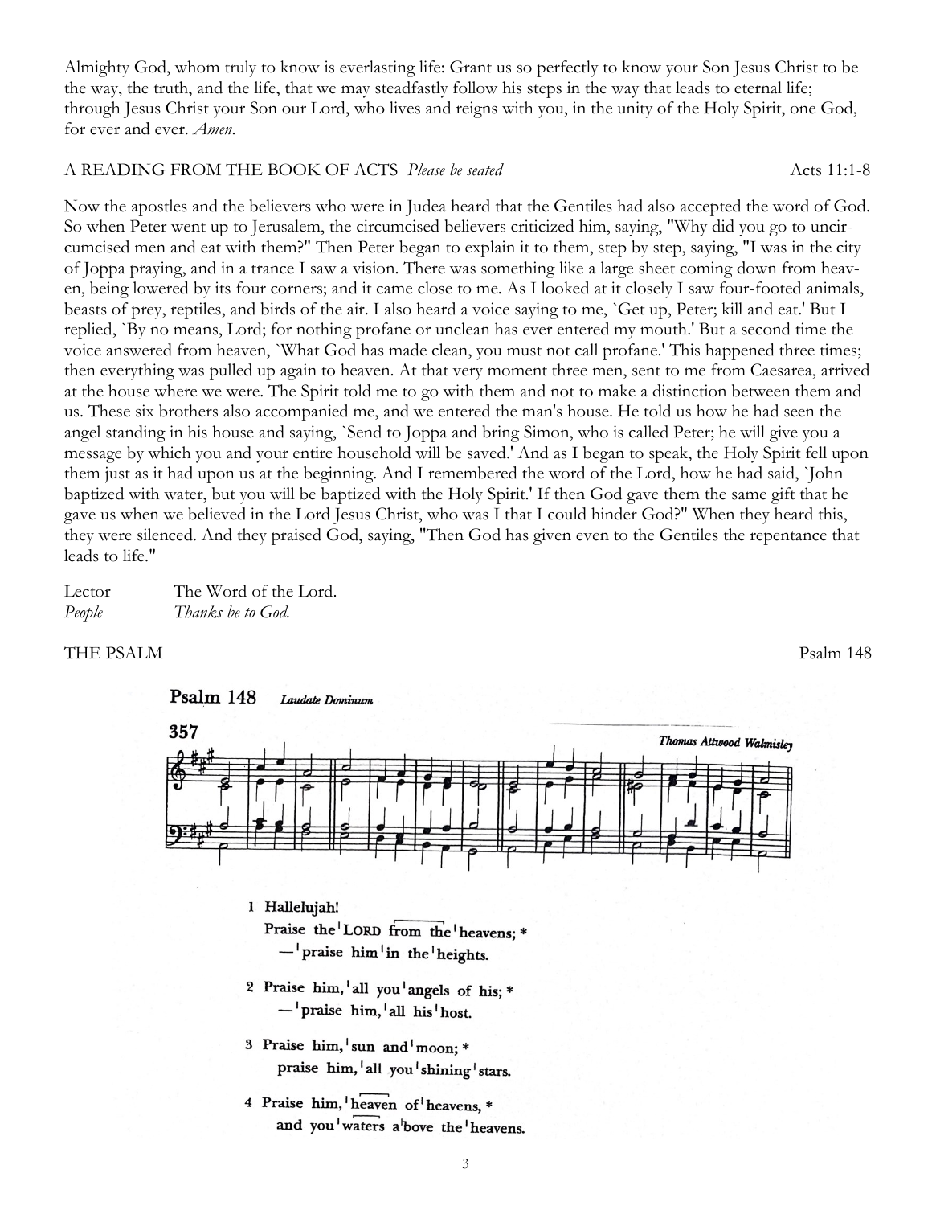Almighty God, whom truly to know is everlasting life: Grant us so perfectly to know your Son Jesus Christ to be the way, the truth, and the life, that we may steadfastly follow his steps in the way that leads to eternal life; through Jesus Christ your Son our Lord, who lives and reigns with you, in the unity of the Holy Spirit, one God, for ever and ever. *Amen.*

A READING FROM THE BOOK OF ACTS *Please be seated* Acts 11:1-8

Now the apostles and the believers who were in Judea heard that the Gentiles had also accepted the word of God. So when Peter went up to Jerusalem, the circumcised believers criticized him, saying, "Why did you go to uncircumcised men and eat with them?" Then Peter began to explain it to them, step by step, saying, "I was in the city of Joppa praying, and in a trance I saw a vision. There was something like a large sheet coming down from heaven, being lowered by its four corners; and it came close to me. As I looked at it closely I saw four-footed animals, beasts of prey, reptiles, and birds of the air. I also heard a voice saying to me, `Get up, Peter; kill and eat.' But I replied, `By no means, Lord; for nothing profane or unclean has ever entered my mouth.' But a second time the voice answered from heaven, `What God has made clean, you must not call profane.' This happened three times; then everything was pulled up again to heaven. At that very moment three men, sent to me from Caesarea, arrived at the house where we were. The Spirit told me to go with them and not to make a distinction between them and us. These six brothers also accompanied me, and we entered the man's house. He told us how he had seen the angel standing in his house and saying, `Send to Joppa and bring Simon, who is called Peter; he will give you a message by which you and your entire household will be saved.' And as I began to speak, the Holy Spirit fell upon them just as it had upon us at the beginning. And I remembered the word of the Lord, how he had said, `John baptized with water, but you will be baptized with the Holy Spirit.' If then God gave them the same gift that he gave us when we believed in the Lord Jesus Christ, who was I that I could hinder God?" When they heard this, they were silenced. And they praised God, saying, "Then God has given even to the Gentiles the repentance that leads to life."

Lector The Word of the Lord.
*People* *Thanks be to God.*

THE PSALM Psalm 148

**Psalm 148** *Laudate Dominum*

**357** *Thomas Attwood Walmisley*

1 Hallelujah!
Praise the LORD from the heavens; *
— praise him in the heights.

2 Praise him, all you angels of his; *
— praise him, all his host.

3 Praise him, sun and moon; *
praise him, all you shining stars.

4 Praise him, heaven of heavens, *
and you waters above the heavens.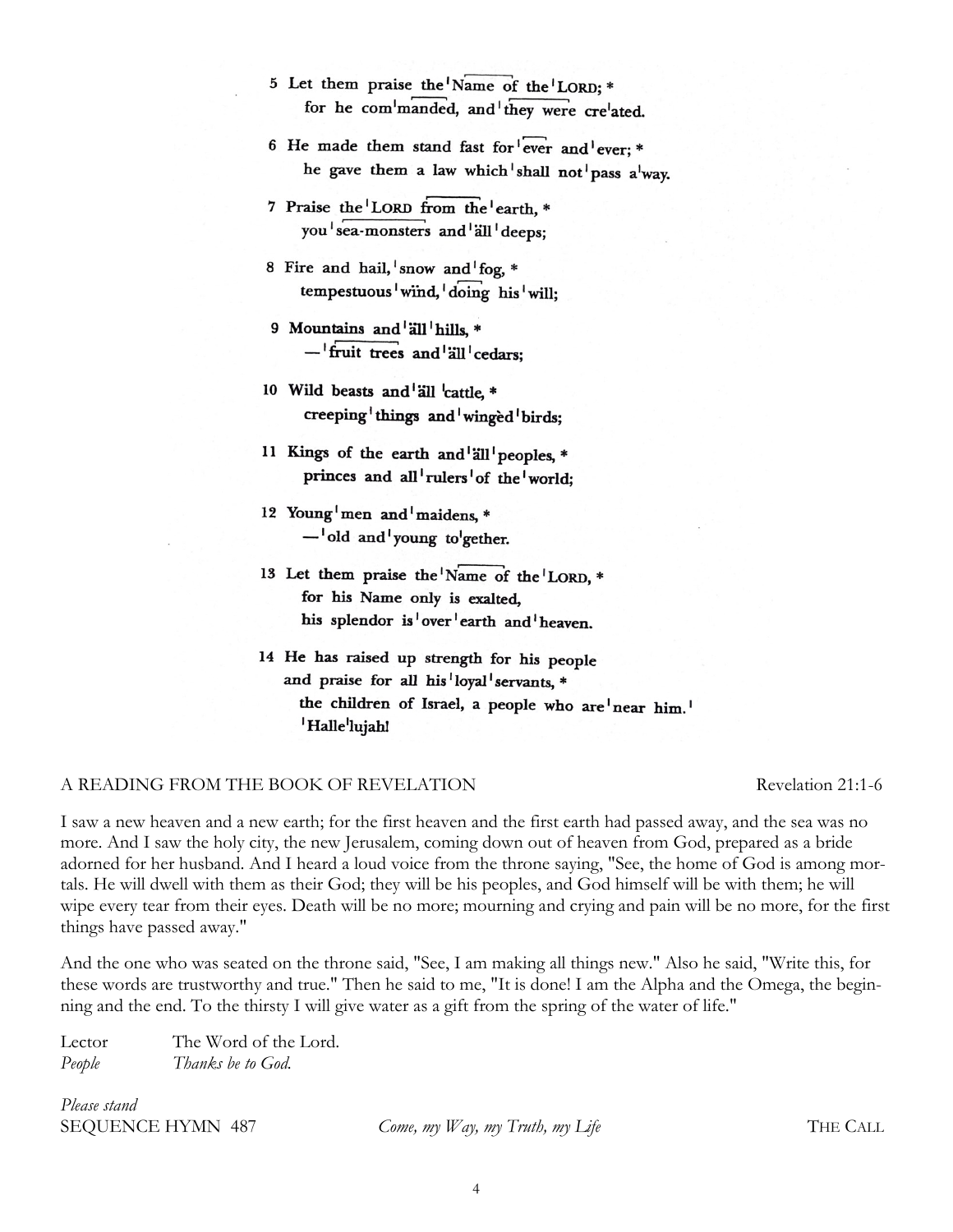5 Let them praise the ˈName of the ˈLORD; *
  for he comˈmanded, and ˈthey were creˈated.

6 He made them stand fast for ˈever and ˈever; *
  he gave them a law which ˈshall not ˈpass aˈway.

7 Praise the ˈLORD from the ˈearth, *
  you ˈsea-monsters and ˈäll ˈdeeps;

8 Fire and hail, ˈsnow and ˈfog, *
  tempestuous ˈwind, ˈdoing his ˈwill;

9 Mountains and ˈäll ˈhills, *
  — ˈfruit trees and ˈäll ˈcedars;

10 Wild beasts and ˈäll ˈcattle, *
  creeping ˈthings and ˈwingèd ˈbirds;

11 Kings of the earth and ˈäll ˈpeoples, *
  princes and all ˈrulers ˈof the ˈworld;

12 Young ˈmen and ˈmaidens, *
  — ˈold and ˈyoung toˈgether.

13 Let them praise the ˈName of the ˈLORD, *
  for his Name only is exalted,
  his splendor is ˈover ˈearth and ˈheaven.

14 He has raised up strength for his people
 and praise for all his ˈloyal ˈservants, *
  the children of Israel, a people who are ˈnear him. ˈ
  ˈHalleˈlujah!

A READING FROM THE BOOK OF REVELATION Revelation 21:1-6

I saw a new heaven and a new earth; for the first heaven and the first earth had passed away, and the sea was no more. And I saw the holy city, the new Jerusalem, coming down out of heaven from God, prepared as a bride adorned for her husband. And I heard a loud voice from the throne saying, "See, the home of God is among mortals. He will dwell with them as their God; they will be his peoples, and God himself will be with them; he will wipe every tear from their eyes. Death will be no more; mourning and crying and pain will be no more, for the first things have passed away."

And the one who was seated on the throne said, "See, I am making all things new." Also he said, "Write this, for these words are trustworthy and true." Then he said to me, "It is done! I am the Alpha and the Omega, the beginning and the end. To the thirsty I will give water as a gift from the spring of the water of life."

Lector The Word of the Lord.
*People* *Thanks be to God.*

*Please stand*
SEQUENCE HYMN 487 *Come, my Way, my Truth, my Life* THE CALL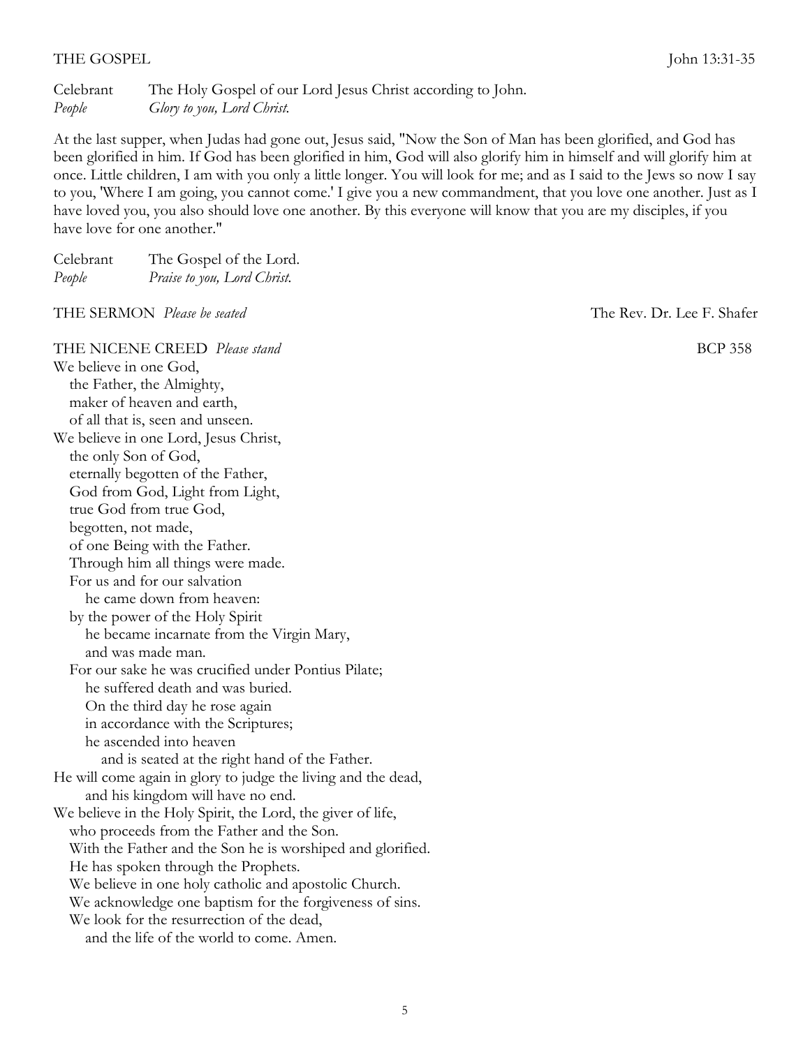## THE GOSPEL John 13:31-35

Celebrant The Holy Gospel of our Lord Jesus Christ according to John.
*People* *Glory to you, Lord Christ.*

At the last supper, when Judas had gone out, Jesus said, "Now the Son of Man has been glorified, and God has been glorified in him. If God has been glorified in him, God will also glorify him in himself and will glorify him at once. Little children, I am with you only a little longer. You will look for me; and as I said to the Jews so now I say to you, 'Where I am going, you cannot come.' I give you a new commandment, that you love one another. Just as I have loved you, you also should love one another. By this everyone will know that you are my disciples, if you have love for one another."

Celebrant The Gospel of the Lord.
*People* *Praise to you, Lord Christ.*

## THE SERMON *Please be seated* The Rev. Dr. Lee F. Shafer

## THE NICENE CREED *Please stand* BCP 358

We believe in one God,
the Father, the Almighty,
maker of heaven and earth,
of all that is, seen and unseen.
We believe in one Lord, Jesus Christ,
the only Son of God,
eternally begotten of the Father,
God from God, Light from Light,
true God from true God,
begotten, not made,
of one Being with the Father.
Through him all things were made.
For us and for our salvation
he came down from heaven:
by the power of the Holy Spirit
he became incarnate from the Virgin Mary,
and was made man.
For our sake he was crucified under Pontius Pilate;
he suffered death and was buried.
On the third day he rose again
in accordance with the Scriptures;
he ascended into heaven
and is seated at the right hand of the Father.
He will come again in glory to judge the living and the dead,
and his kingdom will have no end.
We believe in the Holy Spirit, the Lord, the giver of life,
who proceeds from the Father and the Son.
With the Father and the Son he is worshiped and glorified.
He has spoken through the Prophets.
We believe in one holy catholic and apostolic Church.
We acknowledge one baptism for the forgiveness of sins.
We look for the resurrection of the dead,
and the life of the world to come. Amen.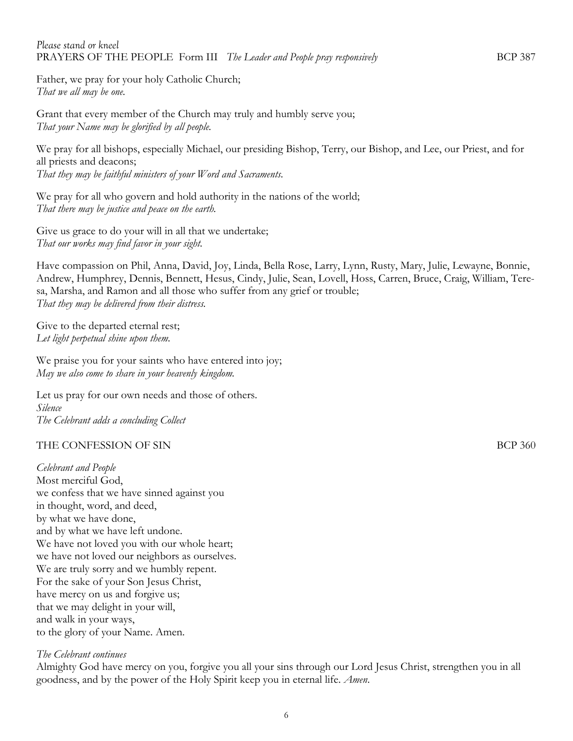*Please stand or kneel*

PRAYERS OF THE PEOPLE Form III *The Leader and People pray responsively* BCP 387

Father, we pray for your holy Catholic Church;
*That we all may be one.*

Grant that every member of the Church may truly and humbly serve you;
*That your Name may be glorified by all people.*

We pray for all bishops, especially Michael, our presiding Bishop, Terry, our Bishop, and Lee, our Priest, and for all priests and deacons;
*That they may be faithful ministers of your Word and Sacraments.*

We pray for all who govern and hold authority in the nations of the world;
*That there may be justice and peace on the earth.*

Give us grace to do your will in all that we undertake;
*That our works may find favor in your sight.*

Have compassion on Phil, Anna, David, Joy, Linda, Bella Rose, Larry, Lynn, Rusty, Mary, Julie, Lewayne, Bonnie, Andrew, Humphrey, Dennis, Bennett, Hesus, Cindy, Julie, Sean, Lovell, Hoss, Carren, Bruce, Craig, William, Teresa, Marsha, and Ramon and all those who suffer from any grief or trouble;
*That they may be delivered from their distress.*

Give to the departed eternal rest;
*Let light perpetual shine upon them.*

We praise you for your saints who have entered into joy;
*May we also come to share in your heavenly kingdom.*

Let us pray for our own needs and those of others.
*Silence*
*The Celebrant adds a concluding Collect*

THE CONFESSION OF SIN BCP 360

*Celebrant and People*
Most merciful God,
we confess that we have sinned against you
in thought, word, and deed,
by what we have done,
and by what we have left undone.
We have not loved you with our whole heart;
we have not loved our neighbors as ourselves.
We are truly sorry and we humbly repent.
For the sake of your Son Jesus Christ,
have mercy on us and forgive us;
that we may delight in your will,
and walk in your ways,
to the glory of your Name. Amen.

*The Celebrant continues*
Almighty God have mercy on you, forgive you all your sins through our Lord Jesus Christ, strengthen you in all goodness, and by the power of the Holy Spirit keep you in eternal life. *Amen.*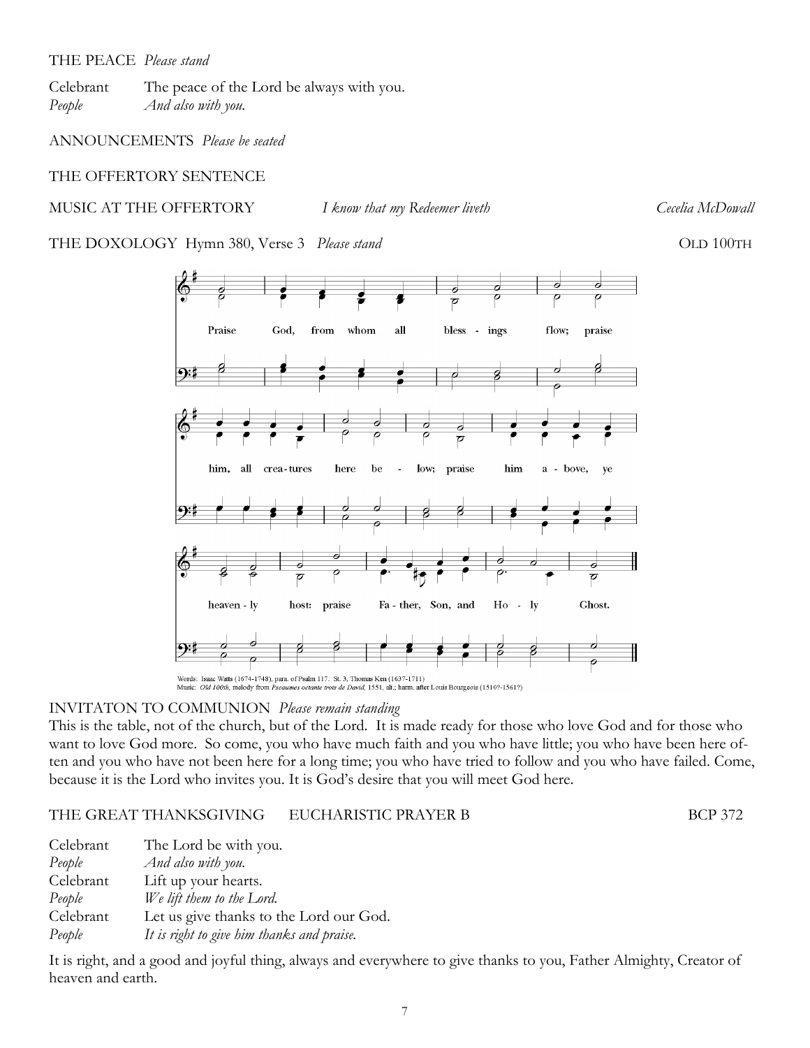THE PEACE *Please stand*

Celebrant The peace of the Lord be always with you.
*People* *And also with you.*

ANNOUNCEMENTS *Please be seated*

THE OFFERTORY SENTENCE

MUSIC AT THE OFFERTORY *I know that my Redeemer liveth* *Cecelia McDowall*

THE DOXOLOGY Hymn 380, Verse 3 *Please stand* OLD 100TH

Praise God, from whom all bless - ings flow; praise him, all crea-tures here be - low; praise him a - bove, ye heaven - ly host: praise Fa - ther, Son, and Ho - ly Ghost.

Words: Isaac Watts (1674-1748), para. of Psalm 117. St. 3, Thomas Ken (1637-1711)
Music: *Old 100th,* melody from *Pseaumes octante trois de David,* 1551, alt.; harm. after Louis Bourgeois (1510?-1561?)

INVITATON TO COMMUNION *Please remain standing*
This is the table, not of the church, but of the Lord. It is made ready for those who love God and for those who want to love God more. So come, you who have much faith and you who have little; you who have been here often and you who have not been here for a long time; you who have tried to follow and you who have failed. Come, because it is the Lord who invites you. It is God's desire that you will meet God here.

THE GREAT THANKSGIVING EUCHARISTIC PRAYER B BCP 372

Celebrant The Lord be with you.
*People* *And also with you.*
Celebrant Lift up your hearts.
*People* *We lift them to the Lord.*
Celebrant Let us give thanks to the Lord our God.
*People* *It is right to give him thanks and praise.*

It is right, and a good and joyful thing, always and everywhere to give thanks to you, Father Almighty, Creator of heaven and earth.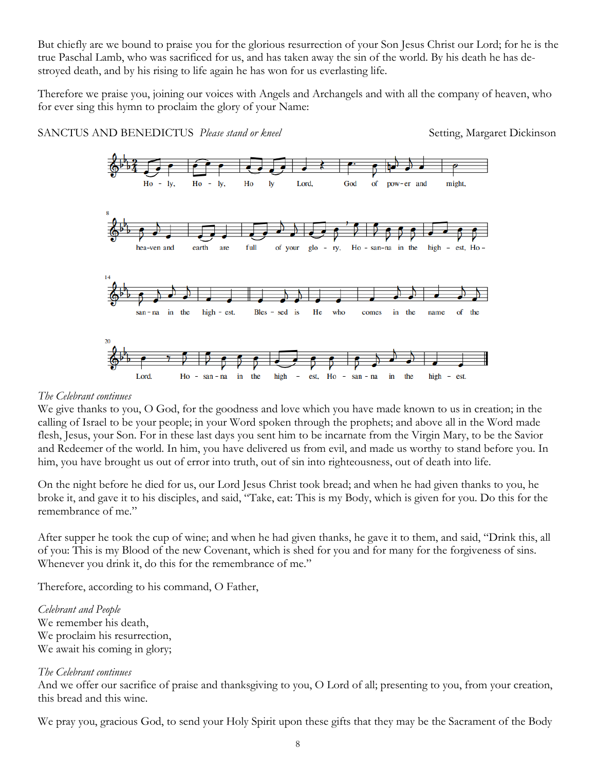But chiefly are we bound to praise you for the glorious resurrection of your Son Jesus Christ our Lord; for he is the true Paschal Lamb, who was sacrificed for us, and has taken away the sin of the world. By his death he has destroyed death, and by his rising to life again he has won for us everlasting life.

Therefore we praise you, joining our voices with Angels and Archangels and with all the company of heaven, who for ever sing this hymn to proclaim the glory of your Name:

SANCTUS AND BENEDICTUS *Please stand or kneel* Setting, Margaret Dickinson

Holy, Holy, Holy Lord, God of power and might, heaven and earth are full of your glory, Hosanna in the highest, Hosanna in the highest. Blessed is He who comes in the name of the Lord. Hosanna in the highest, Hosanna in the highest.

*The Celebrant continues*

We give thanks to you, O God, for the goodness and love which you have made known to us in creation; in the calling of Israel to be your people; in your Word spoken through the prophets; and above all in the Word made flesh, Jesus, your Son. For in these last days you sent him to be incarnate from the Virgin Mary, to be the Savior and Redeemer of the world. In him, you have delivered us from evil, and made us worthy to stand before you. In him, you have brought us out of error into truth, out of sin into righteousness, out of death into life.

On the night before he died for us, our Lord Jesus Christ took bread; and when he had given thanks to you, he broke it, and gave it to his disciples, and said, "Take, eat: This is my Body, which is given for you. Do this for the remembrance of me."

After supper he took the cup of wine; and when he had given thanks, he gave it to them, and said, "Drink this, all of you: This is my Blood of the new Covenant, which is shed for you and for many for the forgiveness of sins. Whenever you drink it, do this for the remembrance of me."

Therefore, according to his command, O Father,

*Celebrant and People*

We remember his death,
We proclaim his resurrection,
We await his coming in glory;

*The Celebrant continues*

And we offer our sacrifice of praise and thanksgiving to you, O Lord of all; presenting to you, from your creation, this bread and this wine.

We pray you, gracious God, to send your Holy Spirit upon these gifts that they may be the Sacrament of the Body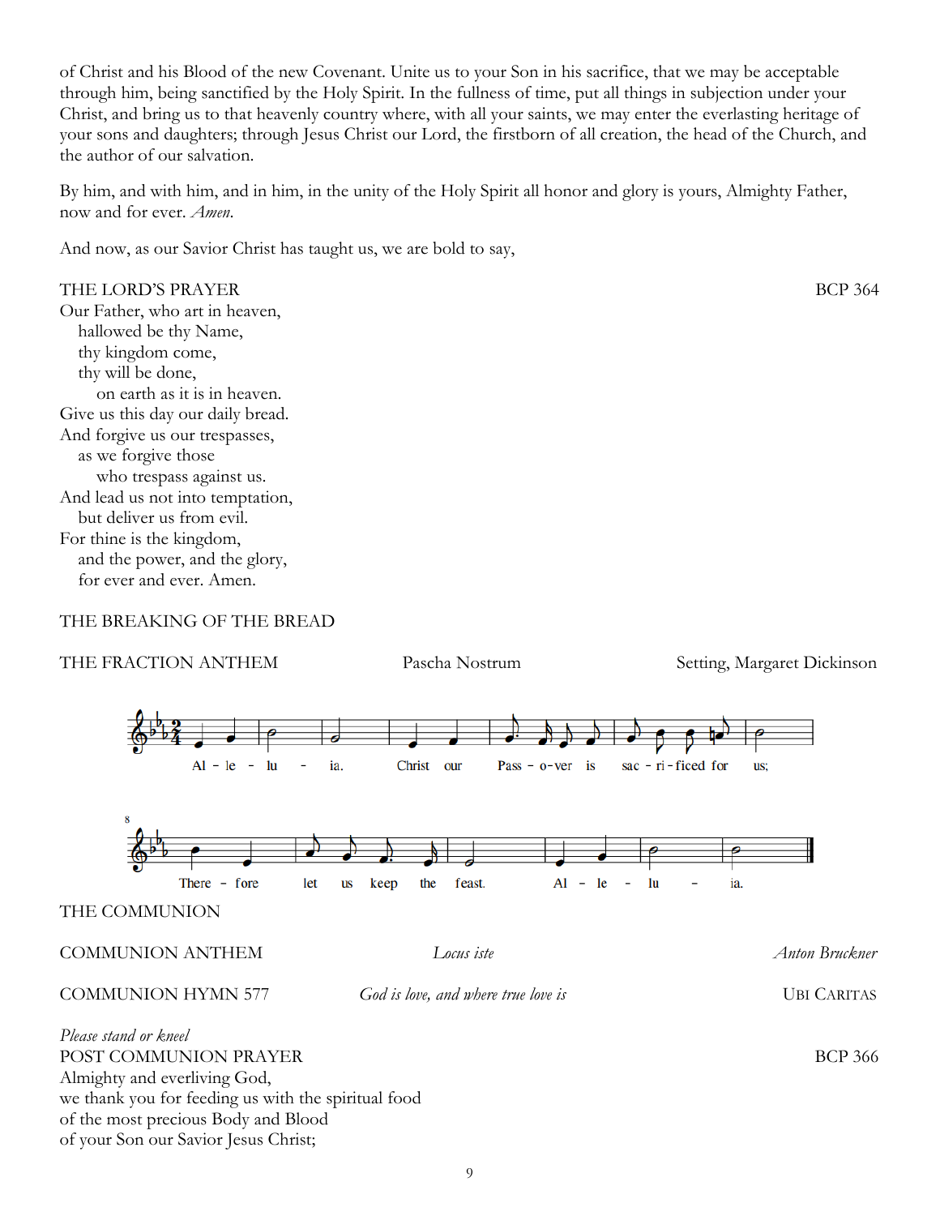of Christ and his Blood of the new Covenant. Unite us to your Son in his sacrifice, that we may be acceptable through him, being sanctified by the Holy Spirit. In the fullness of time, put all things in subjection under your Christ, and bring us to that heavenly country where, with all your saints, we may enter the everlasting heritage of your sons and daughters; through Jesus Christ our Lord, the firstborn of all creation, the head of the Church, and the author of our salvation.

By him, and with him, and in him, in the unity of the Holy Spirit all honor and glory is yours, Almighty Father, now and for ever. *Amen.*

And now, as our Savior Christ has taught us, we are bold to say,

THE LORD'S PRAYER — BCP 364

Our Father, who art in heaven,
  hallowed be thy Name,
  thy kingdom come,
  thy will be done,
    on earth as it is in heaven.
Give us this day our daily bread.
And forgive us our trespasses,
  as we forgive those
    who trespass against us.
And lead us not into temptation,
  but deliver us from evil.
For thine is the kingdom,
  and the power, and the glory,
  for ever and ever. Amen.

THE BREAKING OF THE BREAD

THE FRACTION ANTHEM — Pascha Nostrum — Setting, Margaret Dickinson

Al - le - lu - ia. Christ our Pass - o-ver is sac - ri - ficed for us;

There - fore let us keep the feast. Al - le - lu - ia.

THE COMMUNION

COMMUNION ANTHEM — *Locus iste* — *Anton Bruckner*

COMMUNION HYMN 577 — *God is love, and where true love is* — UBI CARITAS

*Please stand or kneel*

POST COMMUNION PRAYER — BCP 366

Almighty and everliving God,
we thank you for feeding us with the spiritual food
of the most precious Body and Blood
of your Son our Savior Jesus Christ;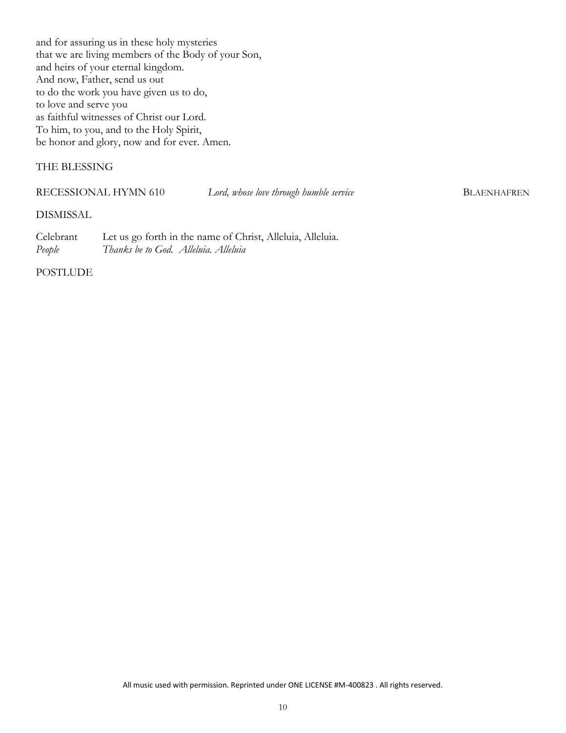and for assuring us in these holy mysteries
that we are living members of the Body of your Son,
and heirs of your eternal kingdom.
And now, Father, send us out
to do the work you have given us to do,
to love and serve you
as faithful witnesses of Christ our Lord.
To him, to you, and to the Holy Spirit,
be honor and glory, now and for ever. Amen.

THE BLESSING

RECESSIONAL HYMN 610 *Lord, whose love through humble service* BLAENHAFREN

DISMISSAL

Celebrant Let us go forth in the name of Christ, Alleluia, Alleluia.
*People Thanks be to God. Alleluia. Alleluia*

POSTLUDE

All music used with permission. Reprinted under ONE LICENSE #M-400823 . All rights reserved.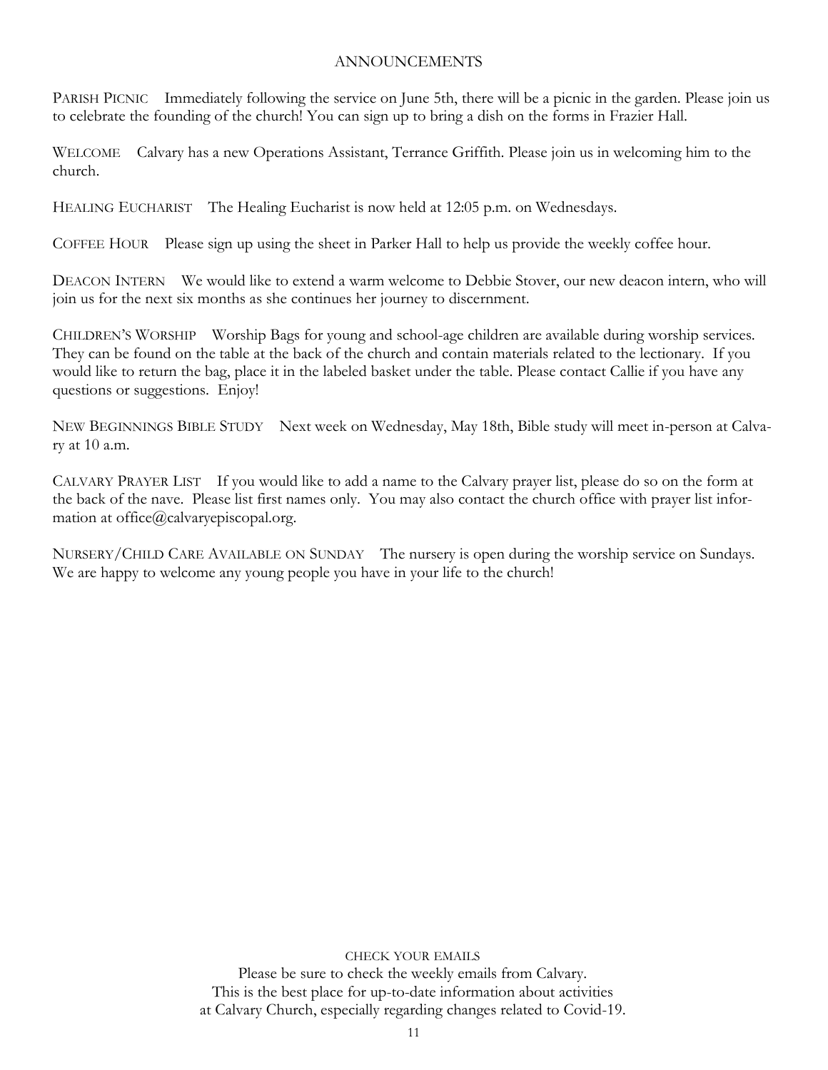## ANNOUNCEMENTS

PARISH PICNIC  Immediately following the service on June 5th, there will be a picnic in the garden. Please join us to celebrate the founding of the church! You can sign up to bring a dish on the forms in Frazier Hall.

WELCOME  Calvary has a new Operations Assistant, Terrance Griffith. Please join us in welcoming him to the church.

HEALING EUCHARIST  The Healing Eucharist is now held at 12:05 p.m. on Wednesdays.

COFFEE HOUR  Please sign up using the sheet in Parker Hall to help us provide the weekly coffee hour.

DEACON INTERN  We would like to extend a warm welcome to Debbie Stover, our new deacon intern, who will join us for the next six months as she continues her journey to discernment.

CHILDREN'S WORSHIP  Worship Bags for young and school-age children are available during worship services. They can be found on the table at the back of the church and contain materials related to the lectionary. If you would like to return the bag, place it in the labeled basket under the table. Please contact Callie if you have any questions or suggestions. Enjoy!

NEW BEGINNINGS BIBLE STUDY  Next week on Wednesday, May 18th, Bible study will meet in-person at Calvary at 10 a.m.

CALVARY PRAYER LIST  If you would like to add a name to the Calvary prayer list, please do so on the form at the back of the nave. Please list first names only. You may also contact the church office with prayer list information at office@calvaryepiscopal.org.

NURSERY/CHILD CARE AVAILABLE ON SUNDAY  The nursery is open during the worship service on Sundays. We are happy to welcome any young people you have in your life to the church!

CHECK YOUR EMAILS

Please be sure to check the weekly emails from Calvary.
This is the best place for up-to-date information about activities
at Calvary Church, especially regarding changes related to Covid-19.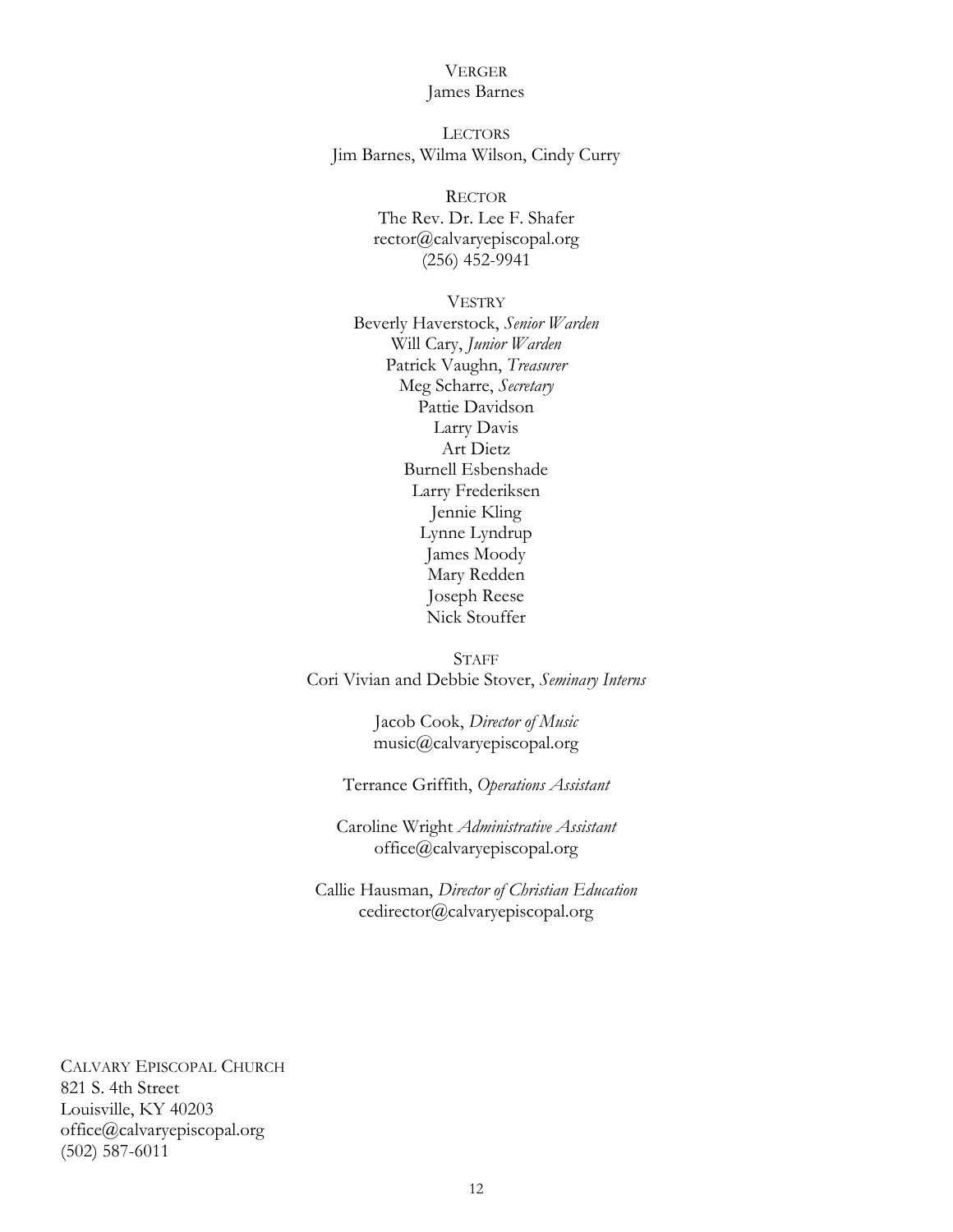VERGER
James Barnes

LECTORS
Jim Barnes, Wilma Wilson, Cindy Curry

RECTOR
The Rev. Dr. Lee F. Shafer
rector@calvaryepiscopal.org
(256) 452-9941

VESTRY
Beverly Haverstock, *Senior Warden*
Will Cary, *Junior Warden*
Patrick Vaughn, *Treasurer*
Meg Scharre, *Secretary*
Pattie Davidson
Larry Davis
Art Dietz
Burnell Esbenshade
Larry Frederiksen
Jennie Kling
Lynne Lyndrup
James Moody
Mary Redden
Joseph Reese
Nick Stouffer

STAFF
Cori Vivian and Debbie Stover, *Seminary Interns*

Jacob Cook, *Director of Music*
music@calvaryepiscopal.org

Terrance Griffith, *Operations Assistant*

Caroline Wright *Administrative Assistant*
office@calvaryepiscopal.org

Callie Hausman, *Director of Christian Education*
cedirector@calvaryepiscopal.org

CALVARY EPISCOPAL CHURCH
821 S. 4th Street
Louisville, KY 40203
office@calvaryepiscopal.org
(502) 587-6011